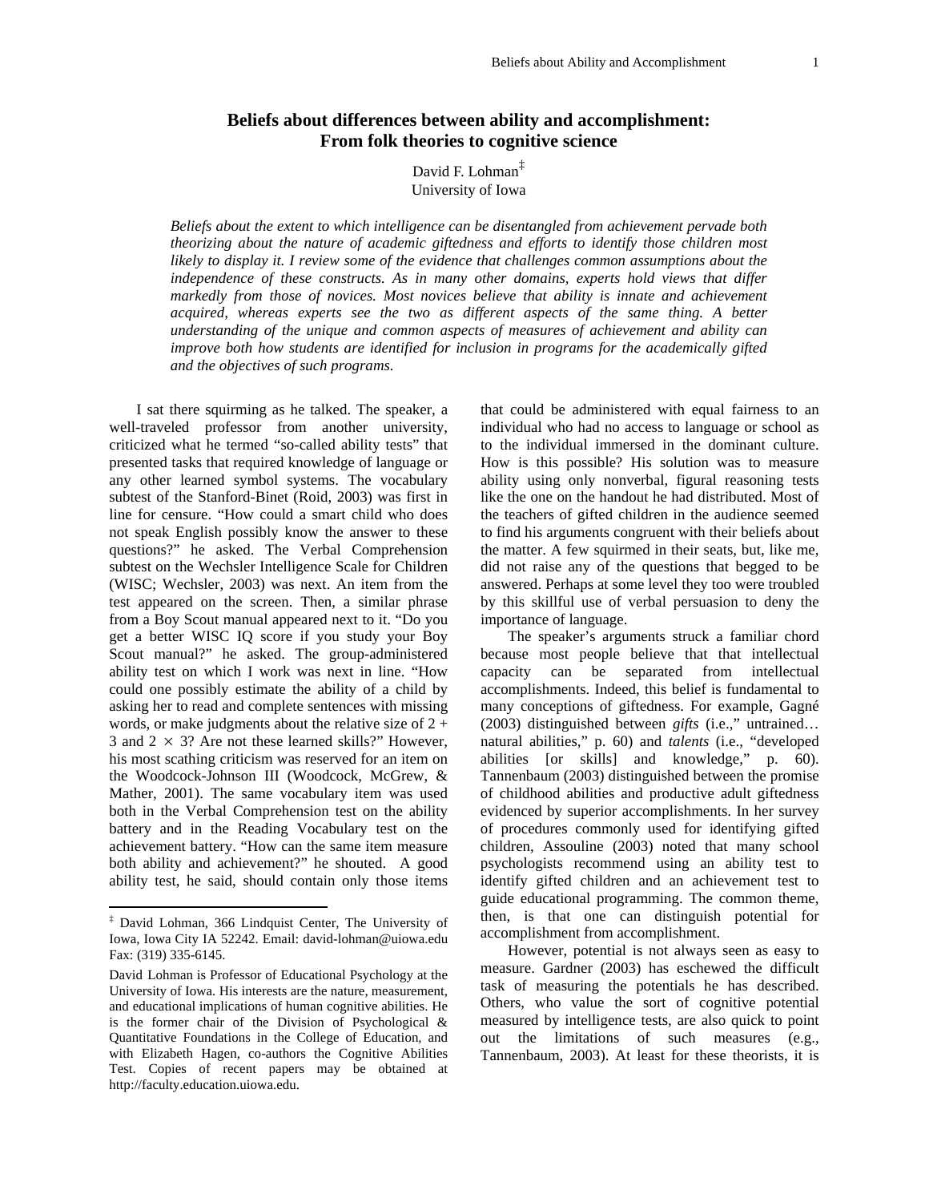# Beliefs about differences between ability and accomplishment: From folk theories to cognitive science

David F. Lohman[‡]
University of Iowa

*Beliefs about the extent to which intelligence can be disentangled from achievement pervade both theorizing about the nature of academic giftedness and efforts to identify those children most likely to display it. I review some of the evidence that challenges common assumptions about the independence of these constructs. As in many other domains, experts hold views that differ markedly from those of novices. Most novices believe that ability is innate and achievement acquired, whereas experts see the two as different aspects of the same thing. A better understanding of the unique and common aspects of measures of achievement and ability can improve both how students are identified for inclusion in programs for the academically gifted and the objectives of such programs.*

I sat there squirming as he talked. The speaker, a well-traveled professor from another university, criticized what he termed "so-called ability tests" that presented tasks that required knowledge of language or any other learned symbol systems. The vocabulary subtest of the Stanford-Binet (Roid, 2003) was first in line for censure. "How could a smart child who does not speak English possibly know the answer to these questions?" he asked. The Verbal Comprehension subtest on the Wechsler Intelligence Scale for Children (WISC; Wechsler, 2003) was next. An item from the test appeared on the screen. Then, a similar phrase from a Boy Scout manual appeared next to it. "Do you get a better WISC IQ score if you study your Boy Scout manual?" he asked. The group-administered ability test on which I work was next in line. "How could one possibly estimate the ability of a child by asking her to read and complete sentences with missing words, or make judgments about the relative size of $2 + 3$ and $2 \times 3$? Are not these learned skills?" However, his most scathing criticism was reserved for an item on the Woodcock-Johnson III (Woodcock, McGrew, & Mather, 2001). The same vocabulary item was used both in the Verbal Comprehension test on the ability battery and in the Reading Vocabulary test on the achievement battery. "How can the same item measure both ability and achievement?" he shouted. A good ability test, he said, should contain only those items that could be administered with equal fairness to an individual who had no access to language or school as to the individual immersed in the dominant culture. How is this possible? His solution was to measure ability using only nonverbal, figural reasoning tests like the one on the handout he had distributed. Most of the teachers of gifted children in the audience seemed to find his arguments congruent with their beliefs about the matter. A few squirmed in their seats, but, like me, did not raise any of the questions that begged to be answered. Perhaps at some level they too were troubled by this skillful use of verbal persuasion to deny the importance of language.

The speaker's arguments struck a familiar chord because most people believe that that intellectual capacity can be separated from intellectual accomplishments. Indeed, this belief is fundamental to many conceptions of giftedness. For example, Gagné (2003) distinguished between *gifts* (i.e.," untrained… natural abilities," p. 60) and *talents* (i.e., "developed abilities [or skills] and knowledge," p. 60). Tannenbaum (2003) distinguished between the promise of childhood abilities and productive adult giftedness evidenced by superior accomplishments. In her survey of procedures commonly used for identifying gifted children, Assouline (2003) noted that many school psychologists recommend using an ability test to identify gifted children and an achievement test to guide educational programming. The common theme, then, is that one can distinguish potential for accomplishment from accomplishment.

However, potential is not always seen as easy to measure. Gardner (2003) has eschewed the difficult task of measuring the potentials he has described. Others, who value the sort of cognitive potential measured by intelligence tests, are also quick to point out the limitations of such measures (e.g., Tannenbaum, 2003). At least for these theorists, it is

---

[‡] David Lohman, 366 Lindquist Center, The University of Iowa, Iowa City IA 52242. Email: david-lohman@uiowa.edu Fax: (319) 335-6145.

David Lohman is Professor of Educational Psychology at the University of Iowa. His interests are the nature, measurement, and educational implications of human cognitive abilities. He is the former chair of the Division of Psychological & Quantitative Foundations in the College of Education, and with Elizabeth Hagen, co-authors the Cognitive Abilities Test. Copies of recent papers may be obtained at http://faculty.education.uiowa.edu.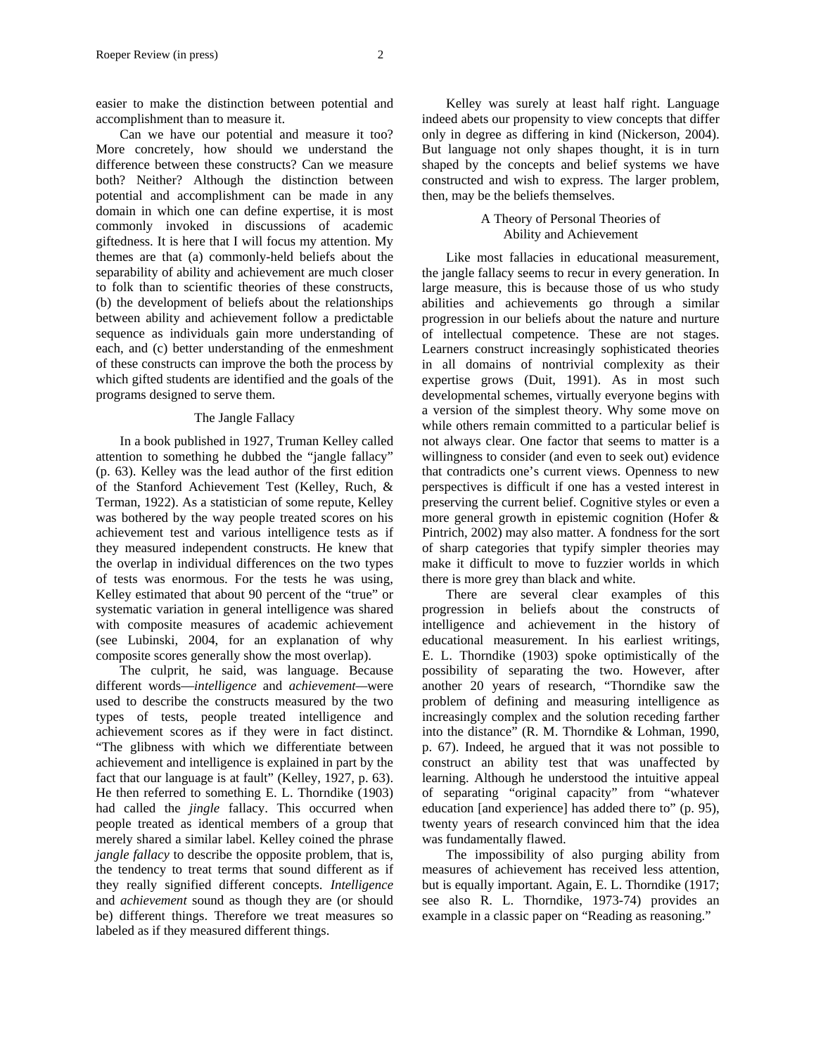easier to make the distinction between potential and accomplishment than to measure it.

Can we have our potential and measure it too? More concretely, how should we understand the difference between these constructs? Can we measure both? Neither? Although the distinction between potential and accomplishment can be made in any domain in which one can define expertise, it is most commonly invoked in discussions of academic giftedness. It is here that I will focus my attention. My themes are that (a) commonly-held beliefs about the separability of ability and achievement are much closer to folk than to scientific theories of these constructs, (b) the development of beliefs about the relationships between ability and achievement follow a predictable sequence as individuals gain more understanding of each, and (c) better understanding of the enmeshment of these constructs can improve the both the process by which gifted students are identified and the goals of the programs designed to serve them.

## The Jangle Fallacy

In a book published in 1927, Truman Kelley called attention to something he dubbed the "jangle fallacy" (p. 63). Kelley was the lead author of the first edition of the Stanford Achievement Test (Kelley, Ruch, & Terman, 1922). As a statistician of some repute, Kelley was bothered by the way people treated scores on his achievement test and various intelligence tests as if they measured independent constructs. He knew that the overlap in individual differences on the two types of tests was enormous. For the tests he was using, Kelley estimated that about 90 percent of the "true" or systematic variation in general intelligence was shared with composite measures of academic achievement (see Lubinski, 2004, for an explanation of why composite scores generally show the most overlap).

The culprit, he said, was language. Because different words—*intelligence* and *achievement*—were used to describe the constructs measured by the two types of tests, people treated intelligence and achievement scores as if they were in fact distinct. "The glibness with which we differentiate between achievement and intelligence is explained in part by the fact that our language is at fault" (Kelley, 1927, p. 63). He then referred to something E. L. Thorndike (1903) had called the *jingle* fallacy. This occurred when people treated as identical members of a group that merely shared a similar label. Kelley coined the phrase *jangle fallacy* to describe the opposite problem, that is, the tendency to treat terms that sound different as if they really signified different concepts. *Intelligence* and *achievement* sound as though they are (or should be) different things. Therefore we treat measures so labeled as if they measured different things.

Kelley was surely at least half right. Language indeed abets our propensity to view concepts that differ only in degree as differing in kind (Nickerson, 2004). But language not only shapes thought, it is in turn shaped by the concepts and belief systems we have constructed and wish to express. The larger problem, then, may be the beliefs themselves.

## A Theory of Personal Theories of Ability and Achievement

Like most fallacies in educational measurement, the jangle fallacy seems to recur in every generation. In large measure, this is because those of us who study abilities and achievements go through a similar progression in our beliefs about the nature and nurture of intellectual competence. These are not stages. Learners construct increasingly sophisticated theories in all domains of nontrivial complexity as their expertise grows (Duit, 1991). As in most such developmental schemes, virtually everyone begins with a version of the simplest theory. Why some move on while others remain committed to a particular belief is not always clear. One factor that seems to matter is a willingness to consider (and even to seek out) evidence that contradicts one's current views. Openness to new perspectives is difficult if one has a vested interest in preserving the current belief. Cognitive styles or even a more general growth in epistemic cognition (Hofer & Pintrich, 2002) may also matter. A fondness for the sort of sharp categories that typify simpler theories may make it difficult to move to fuzzier worlds in which there is more grey than black and white.

There are several clear examples of this progression in beliefs about the constructs of intelligence and achievement in the history of educational measurement. In his earliest writings, E. L. Thorndike (1903) spoke optimistically of the possibility of separating the two. However, after another 20 years of research, "Thorndike saw the problem of defining and measuring intelligence as increasingly complex and the solution receding farther into the distance" (R. M. Thorndike & Lohman, 1990, p. 67). Indeed, he argued that it was not possible to construct an ability test that was unaffected by learning. Although he understood the intuitive appeal of separating "original capacity" from "whatever education [and experience] has added there to" (p. 95), twenty years of research convinced him that the idea was fundamentally flawed.

The impossibility of also purging ability from measures of achievement has received less attention, but is equally important. Again, E. L. Thorndike (1917; see also R. L. Thorndike, 1973-74) provides an example in a classic paper on "Reading as reasoning."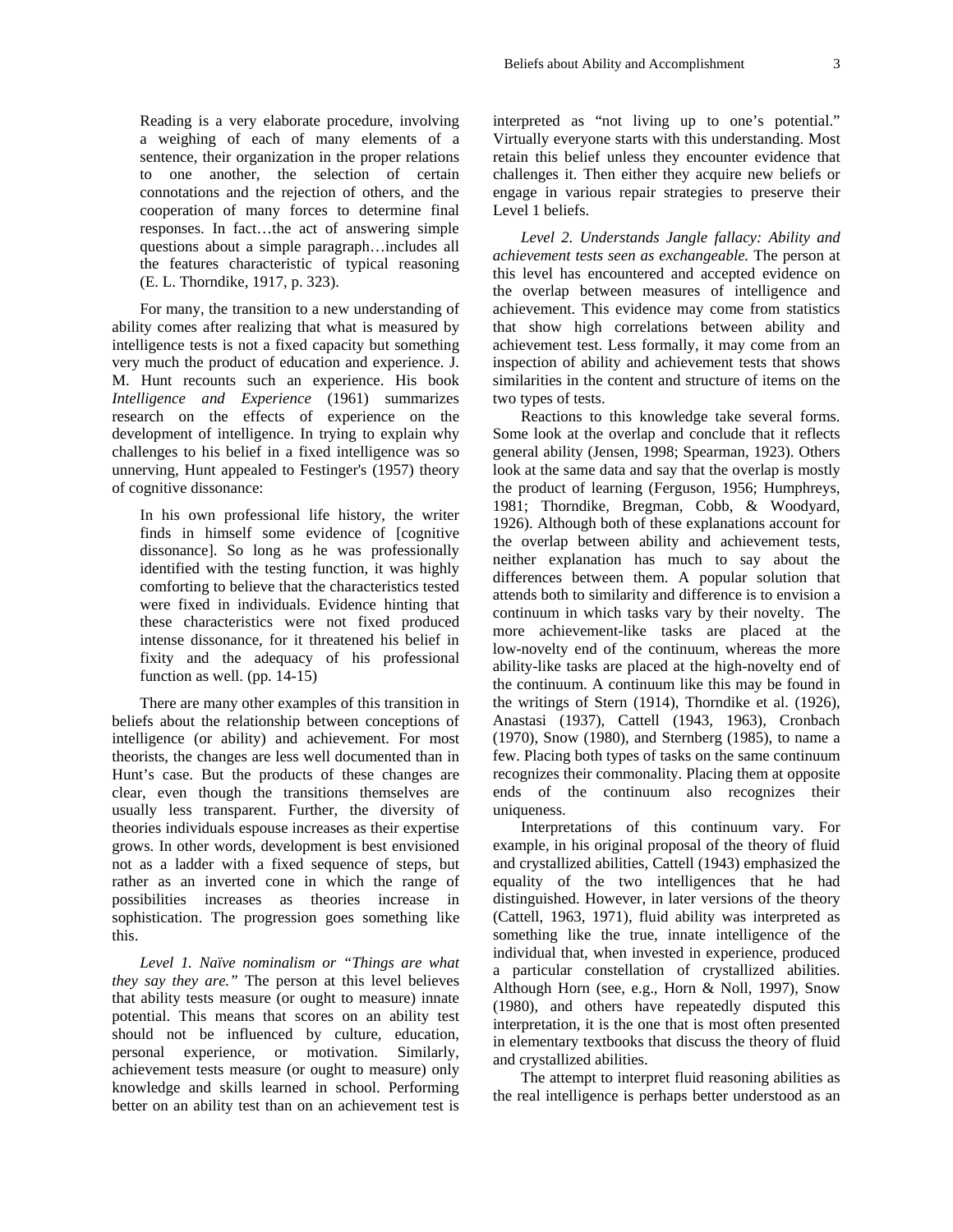> Reading is a very elaborate procedure, involving a weighing of each of many elements of a sentence, their organization in the proper relations to one another, the selection of certain connotations and the rejection of others, and the cooperation of many forces to determine final responses. In fact…the act of answering simple questions about a simple paragraph…includes all the features characteristic of typical reasoning (E. L. Thorndike, 1917, p. 323).

For many, the transition to a new understanding of ability comes after realizing that what is measured by intelligence tests is not a fixed capacity but something very much the product of education and experience. J. M. Hunt recounts such an experience. His book *Intelligence and Experience* (1961) summarizes research on the effects of experience on the development of intelligence. In trying to explain why challenges to his belief in a fixed intelligence was so unnerving, Hunt appealed to Festinger's (1957) theory of cognitive dissonance:

> In his own professional life history, the writer finds in himself some evidence of [cognitive dissonance]. So long as he was professionally identified with the testing function, it was highly comforting to believe that the characteristics tested were fixed in individuals. Evidence hinting that these characteristics were not fixed produced intense dissonance, for it threatened his belief in fixity and the adequacy of his professional function as well. (pp. 14-15)

There are many other examples of this transition in beliefs about the relationship between conceptions of intelligence (or ability) and achievement. For most theorists, the changes are less well documented than in Hunt's case. But the products of these changes are clear, even though the transitions themselves are usually less transparent. Further, the diversity of theories individuals espouse increases as their expertise grows. In other words, development is best envisioned not as a ladder with a fixed sequence of steps, but rather as an inverted cone in which the range of possibilities increases as theories increase in sophistication. The progression goes something like this.

*Level 1. Naïve nominalism or "Things are what they say they are."* The person at this level believes that ability tests measure (or ought to measure) innate potential. This means that scores on an ability test should not be influenced by culture, education, personal experience, or motivation. Similarly, achievement tests measure (or ought to measure) only knowledge and skills learned in school. Performing better on an ability test than on an achievement test is interpreted as "not living up to one's potential." Virtually everyone starts with this understanding. Most retain this belief unless they encounter evidence that challenges it. Then either they acquire new beliefs or engage in various repair strategies to preserve their Level 1 beliefs.

*Level 2. Understands Jangle fallacy: Ability and achievement tests seen as exchangeable.* The person at this level has encountered and accepted evidence on the overlap between measures of intelligence and achievement. This evidence may come from statistics that show high correlations between ability and achievement test. Less formally, it may come from an inspection of ability and achievement tests that shows similarities in the content and structure of items on the two types of tests.

Reactions to this knowledge take several forms. Some look at the overlap and conclude that it reflects general ability (Jensen, 1998; Spearman, 1923). Others look at the same data and say that the overlap is mostly the product of learning (Ferguson, 1956; Humphreys, 1981; Thorndike, Bregman, Cobb, & Woodyard, 1926). Although both of these explanations account for the overlap between ability and achievement tests, neither explanation has much to say about the differences between them. A popular solution that attends both to similarity and difference is to envision a continuum in which tasks vary by their novelty. The more achievement-like tasks are placed at the low-novelty end of the continuum, whereas the more ability-like tasks are placed at the high-novelty end of the continuum. A continuum like this may be found in the writings of Stern (1914), Thorndike et al. (1926), Anastasi (1937), Cattell (1943, 1963), Cronbach (1970), Snow (1980), and Sternberg (1985), to name a few. Placing both types of tasks on the same continuum recognizes their commonality. Placing them at opposite ends of the continuum also recognizes their uniqueness.

Interpretations of this continuum vary. For example, in his original proposal of the theory of fluid and crystallized abilities, Cattell (1943) emphasized the equality of the two intelligences that he had distinguished. However, in later versions of the theory (Cattell, 1963, 1971), fluid ability was interpreted as something like the true, innate intelligence of the individual that, when invested in experience, produced a particular constellation of crystallized abilities. Although Horn (see, e.g., Horn & Noll, 1997), Snow (1980), and others have repeatedly disputed this interpretation, it is the one that is most often presented in elementary textbooks that discuss the theory of fluid and crystallized abilities.

The attempt to interpret fluid reasoning abilities as the real intelligence is perhaps better understood as an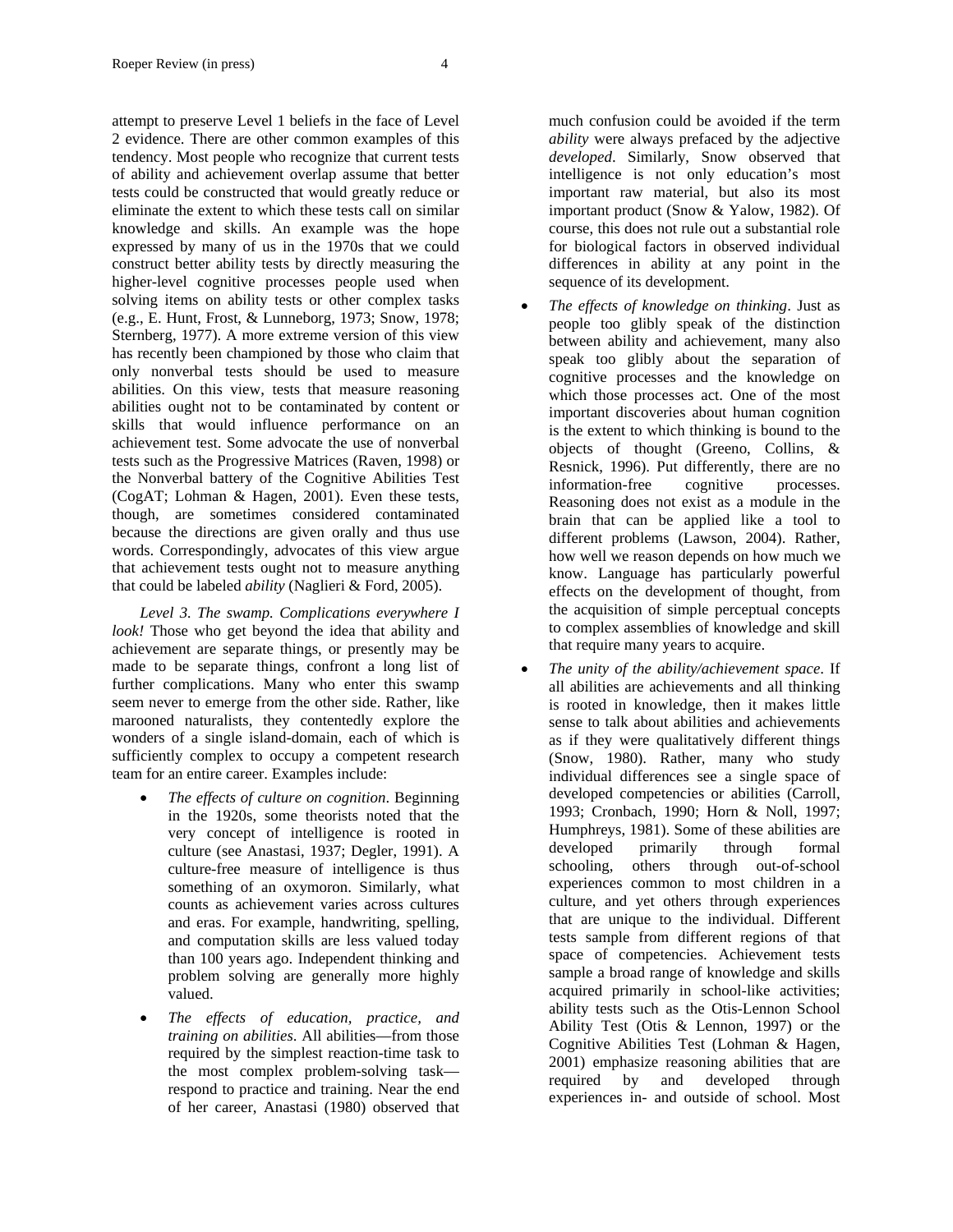attempt to preserve Level 1 beliefs in the face of Level 2 evidence. There are other common examples of this tendency. Most people who recognize that current tests of ability and achievement overlap assume that better tests could be constructed that would greatly reduce or eliminate the extent to which these tests call on similar knowledge and skills. An example was the hope expressed by many of us in the 1970s that we could construct better ability tests by directly measuring the higher-level cognitive processes people used when solving items on ability tests or other complex tasks (e.g., E. Hunt, Frost, & Lunneborg, 1973; Snow, 1978; Sternberg, 1977). A more extreme version of this view has recently been championed by those who claim that only nonverbal tests should be used to measure abilities. On this view, tests that measure reasoning abilities ought not to be contaminated by content or skills that would influence performance on an achievement test. Some advocate the use of nonverbal tests such as the Progressive Matrices (Raven, 1998) or the Nonverbal battery of the Cognitive Abilities Test (CogAT; Lohman & Hagen, 2001). Even these tests, though, are sometimes considered contaminated because the directions are given orally and thus use words. Correspondingly, advocates of this view argue that achievement tests ought not to measure anything that could be labeled *ability* (Naglieri & Ford, 2005).

*Level 3. The swamp. Complications everywhere I look!* Those who get beyond the idea that ability and achievement are separate things, or presently may be made to be separate things, confront a long list of further complications. Many who enter this swamp seem never to emerge from the other side. Rather, like marooned naturalists, they contentedly explore the wonders of a single island-domain, each of which is sufficiently complex to occupy a competent research team for an entire career. Examples include:

- *The effects of culture on cognition*. Beginning in the 1920s, some theorists noted that the very concept of intelligence is rooted in culture (see Anastasi, 1937; Degler, 1991). A culture-free measure of intelligence is thus something of an oxymoron. Similarly, what counts as achievement varies across cultures and eras. For example, handwriting, spelling, and computation skills are less valued today than 100 years ago. Independent thinking and problem solving are generally more highly valued.
- *The effects of education, practice, and training on abilities*. All abilities—from those required by the simplest reaction-time task to the most complex problem-solving task—respond to practice and training. Near the end of her career, Anastasi (1980) observed that much confusion could be avoided if the term *ability* were always prefaced by the adjective *developed*. Similarly, Snow observed that intelligence is not only education's most important raw material, but also its most important product (Snow & Yalow, 1982). Of course, this does not rule out a substantial role for biological factors in observed individual differences in ability at any point in the sequence of its development.
- *The effects of knowledge on thinking*. Just as people too glibly speak of the distinction between ability and achievement, many also speak too glibly about the separation of cognitive processes and the knowledge on which those processes act. One of the most important discoveries about human cognition is the extent to which thinking is bound to the objects of thought (Greeno, Collins, & Resnick, 1996). Put differently, there are no information-free cognitive processes. Reasoning does not exist as a module in the brain that can be applied like a tool to different problems (Lawson, 2004). Rather, how well we reason depends on how much we know. Language has particularly powerful effects on the development of thought, from the acquisition of simple perceptual concepts to complex assemblies of knowledge and skill that require many years to acquire.
- *The unity of the ability/achievement space*. If all abilities are achievements and all thinking is rooted in knowledge, then it makes little sense to talk about abilities and achievements as if they were qualitatively different things (Snow, 1980). Rather, many who study individual differences see a single space of developed competencies or abilities (Carroll, 1993; Cronbach, 1990; Horn & Noll, 1997; Humphreys, 1981). Some of these abilities are developed primarily through formal schooling, others through out-of-school experiences common to most children in a culture, and yet others through experiences that are unique to the individual. Different tests sample from different regions of that space of competencies. Achievement tests sample a broad range of knowledge and skills acquired primarily in school-like activities; ability tests such as the Otis-Lennon School Ability Test (Otis & Lennon, 1997) or the Cognitive Abilities Test (Lohman & Hagen, 2001) emphasize reasoning abilities that are required by and developed through experiences in- and outside of school. Most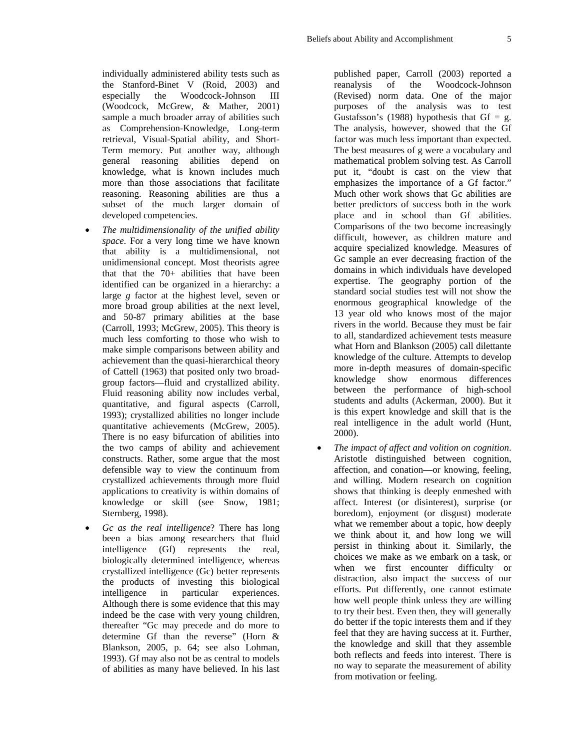individually administered ability tests such as the Stanford-Binet V (Roid, 2003) and especially the Woodcock-Johnson III (Woodcock, McGrew, & Mather, 2001) sample a much broader array of abilities such as Comprehension-Knowledge, Long-term retrieval, Visual-Spatial ability, and Short-Term memory. Put another way, although general reasoning abilities depend on knowledge, what is known includes much more than those associations that facilitate reasoning. Reasoning abilities are thus a subset of the much larger domain of developed competencies.

- *The multidimensionality of the unified ability space*. For a very long time we have known that ability is a multidimensional, not unidimensional concept. Most theorists agree that that the 70+ abilities that have been identified can be organized in a hierarchy: a large *g* factor at the highest level, seven or more broad group abilities at the next level, and 50-87 primary abilities at the base (Carroll, 1993; McGrew, 2005). This theory is much less comforting to those who wish to make simple comparisons between ability and achievement than the quasi-hierarchical theory of Cattell (1963) that posited only two broad-group factors—fluid and crystallized ability. Fluid reasoning ability now includes verbal, quantitative, and figural aspects (Carroll, 1993); crystallized abilities no longer include quantitative achievements (McGrew, 2005). There is no easy bifurcation of abilities into the two camps of ability and achievement constructs. Rather, some argue that the most defensible way to view the continuum from crystallized achievements through more fluid applications to creativity is within domains of knowledge or skill (see Snow, 1981; Sternberg, 1998).

- *Gc as the real intelligence*? There has long been a bias among researchers that fluid intelligence (Gf) represents the real, biologically determined intelligence, whereas crystallized intelligence (Gc) better represents the products of investing this biological intelligence in particular experiences. Although there is some evidence that this may indeed be the case with very young children, thereafter "Gc may precede and do more to determine Gf than the reverse" (Horn & Blankson, 2005, p. 64; see also Lohman, 1993). Gf may also not be as central to models of abilities as many have believed. In his last published paper, Carroll (2003) reported a reanalysis of the Woodcock-Johnson (Revised) norm data. One of the major purposes of the analysis was to test Gustafsson's (1988) hypothesis that Gf = g. The analysis, however, showed that the Gf factor was much less important than expected. The best measures of g were a vocabulary and mathematical problem solving test. As Carroll put it, "doubt is cast on the view that emphasizes the importance of a Gf factor." Much other work shows that Gc abilities are better predictors of success both in the work place and in school than Gf abilities. Comparisons of the two become increasingly difficult, however, as children mature and acquire specialized knowledge. Measures of Gc sample an ever decreasing fraction of the domains in which individuals have developed expertise. The geography portion of the standard social studies test will not show the enormous geographical knowledge of the 13 year old who knows most of the major rivers in the world. Because they must be fair to all, standardized achievement tests measure what Horn and Blankson (2005) call dilettante knowledge of the culture. Attempts to develop more in-depth measures of domain-specific knowledge show enormous differences between the performance of high-school students and adults (Ackerman, 2000). But it is this expert knowledge and skill that is the real intelligence in the adult world (Hunt, 2000).

- *The impact of affect and volition on cognition*. Aristotle distinguished between cognition, affection, and conation—or knowing, feeling, and willing. Modern research on cognition shows that thinking is deeply enmeshed with affect. Interest (or disinterest), surprise (or boredom), enjoyment (or disgust) moderate what we remember about a topic, how deeply we think about it, and how long we will persist in thinking about it. Similarly, the choices we make as we embark on a task, or when we first encounter difficulty or distraction, also impact the success of our efforts. Put differently, one cannot estimate how well people think unless they are willing to try their best. Even then, they will generally do better if the topic interests them and if they feel that they are having success at it. Further, the knowledge and skill that they assemble both reflects and feeds into interest. There is no way to separate the measurement of ability from motivation or feeling.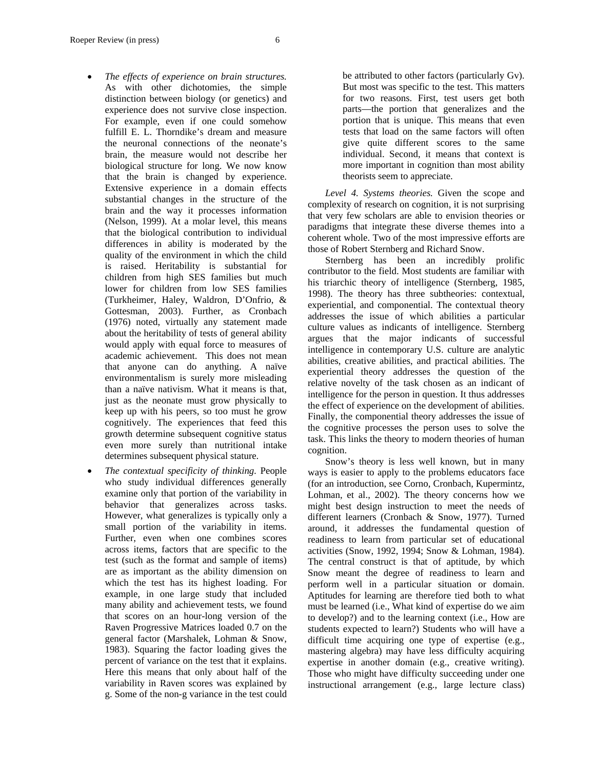- *The effects of experience on brain structures.* As with other dichotomies, the simple distinction between biology (or genetics) and experience does not survive close inspection. For example, even if one could somehow fulfill E. L. Thorndike's dream and measure the neuronal connections of the neonate's brain, the measure would not describe her biological structure for long. We now know that the brain is changed by experience. Extensive experience in a domain effects substantial changes in the structure of the brain and the way it processes information (Nelson, 1999). At a molar level, this means that the biological contribution to individual differences in ability is moderated by the quality of the environment in which the child is raised. Heritability is substantial for children from high SES families but much lower for children from low SES families (Turkheimer, Haley, Waldron, D'Onfrio, & Gottesman, 2003). Further, as Cronbach (1976) noted, virtually any statement made about the heritability of tests of general ability would apply with equal force to measures of academic achievement. This does not mean that anyone can do anything. A naïve environmentalism is surely more misleading than a naïve nativism. What it means is that, just as the neonate must grow physically to keep up with his peers, so too must he grow cognitively. The experiences that feed this growth determine subsequent cognitive status even more surely than nutritional intake determines subsequent physical stature.
- *The contextual specificity of thinking.* People who study individual differences generally examine only that portion of the variability in behavior that generalizes across tasks. However, what generalizes is typically only a small portion of the variability in items. Further, even when one combines scores across items, factors that are specific to the test (such as the format and sample of items) are as important as the ability dimension on which the test has its highest loading. For example, in one large study that included many ability and achievement tests, we found that scores on an hour-long version of the Raven Progressive Matrices loaded 0.7 on the general factor (Marshalek, Lohman & Snow, 1983). Squaring the factor loading gives the percent of variance on the test that it explains. Here this means that only about half of the variability in Raven scores was explained by g. Some of the non-g variance in the test could be attributed to other factors (particularly Gv). But most was specific to the test. This matters for two reasons. First, test users get both parts—the portion that generalizes and the portion that is unique. This means that even tests that load on the same factors will often give quite different scores to the same individual. Second, it means that context is more important in cognition than most ability theorists seem to appreciate.

*Level 4. Systems theories.* Given the scope and complexity of research on cognition, it is not surprising that very few scholars are able to envision theories or paradigms that integrate these diverse themes into a coherent whole. Two of the most impressive efforts are those of Robert Sternberg and Richard Snow.

Sternberg has been an incredibly prolific contributor to the field. Most students are familiar with his triarchic theory of intelligence (Sternberg, 1985, 1998). The theory has three subtheories: contextual, experiential, and componential. The contextual theory addresses the issue of which abilities a particular culture values as indicants of intelligence. Sternberg argues that the major indicants of successful intelligence in contemporary U.S. culture are analytic abilities, creative abilities, and practical abilities. The experiential theory addresses the question of the relative novelty of the task chosen as an indicant of intelligence for the person in question. It thus addresses the effect of experience on the development of abilities. Finally, the componential theory addresses the issue of the cognitive processes the person uses to solve the task. This links the theory to modern theories of human cognition.

Snow's theory is less well known, but in many ways is easier to apply to the problems educators face (for an introduction, see Corno, Cronbach, Kupermintz, Lohman, et al., 2002). The theory concerns how we might best design instruction to meet the needs of different learners (Cronbach & Snow, 1977). Turned around, it addresses the fundamental question of readiness to learn from particular set of educational activities (Snow, 1992, 1994; Snow & Lohman, 1984). The central construct is that of aptitude, by which Snow meant the degree of readiness to learn and perform well in a particular situation or domain. Aptitudes for learning are therefore tied both to what must be learned (i.e., What kind of expertise do we aim to develop?) and to the learning context (i.e., How are students expected to learn?) Students who will have a difficult time acquiring one type of expertise (e.g., mastering algebra) may have less difficulty acquiring expertise in another domain (e.g., creative writing). Those who might have difficulty succeeding under one instructional arrangement (e.g., large lecture class)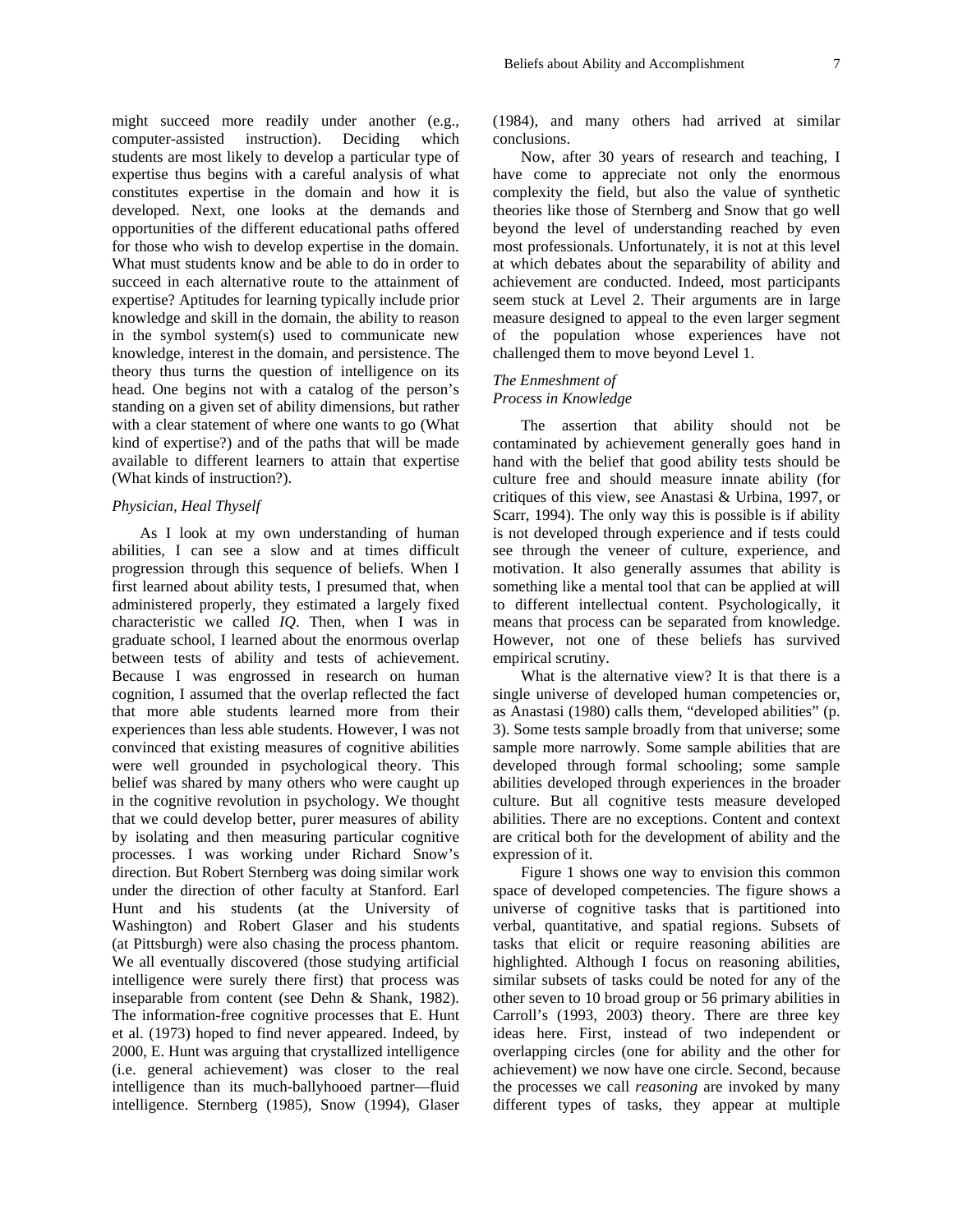might succeed more readily under another (e.g., computer-assisted instruction). Deciding which students are most likely to develop a particular type of expertise thus begins with a careful analysis of what constitutes expertise in the domain and how it is developed. Next, one looks at the demands and opportunities of the different educational paths offered for those who wish to develop expertise in the domain. What must students know and be able to do in order to succeed in each alternative route to the attainment of expertise? Aptitudes for learning typically include prior knowledge and skill in the domain, the ability to reason in the symbol system(s) used to communicate new knowledge, interest in the domain, and persistence. The theory thus turns the question of intelligence on its head. One begins not with a catalog of the person's standing on a given set of ability dimensions, but rather with a clear statement of where one wants to go (What kind of expertise?) and of the paths that will be made available to different learners to attain that expertise (What kinds of instruction?).

### *Physician, Heal Thyself*

As I look at my own understanding of human abilities, I can see a slow and at times difficult progression through this sequence of beliefs. When I first learned about ability tests, I presumed that, when administered properly, they estimated a largely fixed characteristic we called *IQ*. Then, when I was in graduate school, I learned about the enormous overlap between tests of ability and tests of achievement. Because I was engrossed in research on human cognition, I assumed that the overlap reflected the fact that more able students learned more from their experiences than less able students. However, I was not convinced that existing measures of cognitive abilities were well grounded in psychological theory. This belief was shared by many others who were caught up in the cognitive revolution in psychology. We thought that we could develop better, purer measures of ability by isolating and then measuring particular cognitive processes. I was working under Richard Snow's direction. But Robert Sternberg was doing similar work under the direction of other faculty at Stanford. Earl Hunt and his students (at the University of Washington) and Robert Glaser and his students (at Pittsburgh) were also chasing the process phantom. We all eventually discovered (those studying artificial intelligence were surely there first) that process was inseparable from content (see Dehn & Shank, 1982). The information-free cognitive processes that E. Hunt et al. (1973) hoped to find never appeared. Indeed, by 2000, E. Hunt was arguing that crystallized intelligence (i.e. general achievement) was closer to the real intelligence than its much-ballyhooed partner—fluid intelligence. Sternberg (1985), Snow (1994), Glaser (1984), and many others had arrived at similar conclusions.

Now, after 30 years of research and teaching, I have come to appreciate not only the enormous complexity the field, but also the value of synthetic theories like those of Sternberg and Snow that go well beyond the level of understanding reached by even most professionals. Unfortunately, it is not at this level at which debates about the separability of ability and achievement are conducted. Indeed, most participants seem stuck at Level 2. Their arguments are in large measure designed to appeal to the even larger segment of the population whose experiences have not challenged them to move beyond Level 1.

### *The Enmeshment of Process in Knowledge*

The assertion that ability should not be contaminated by achievement generally goes hand in hand with the belief that good ability tests should be culture free and should measure innate ability (for critiques of this view, see Anastasi & Urbina, 1997, or Scarr, 1994). The only way this is possible is if ability is not developed through experience and if tests could see through the veneer of culture, experience, and motivation. It also generally assumes that ability is something like a mental tool that can be applied at will to different intellectual content. Psychologically, it means that process can be separated from knowledge. However, not one of these beliefs has survived empirical scrutiny.

What is the alternative view? It is that there is a single universe of developed human competencies or, as Anastasi (1980) calls them, "developed abilities" (p. 3). Some tests sample broadly from that universe; some sample more narrowly. Some sample abilities that are developed through formal schooling; some sample abilities developed through experiences in the broader culture. But all cognitive tests measure developed abilities. There are no exceptions. Content and context are critical both for the development of ability and the expression of it.

Figure 1 shows one way to envision this common space of developed competencies. The figure shows a universe of cognitive tasks that is partitioned into verbal, quantitative, and spatial regions. Subsets of tasks that elicit or require reasoning abilities are highlighted. Although I focus on reasoning abilities, similar subsets of tasks could be noted for any of the other seven to 10 broad group or 56 primary abilities in Carroll's (1993, 2003) theory. There are three key ideas here. First, instead of two independent or overlapping circles (one for ability and the other for achievement) we now have one circle. Second, because the processes we call *reasoning* are invoked by many different types of tasks, they appear at multiple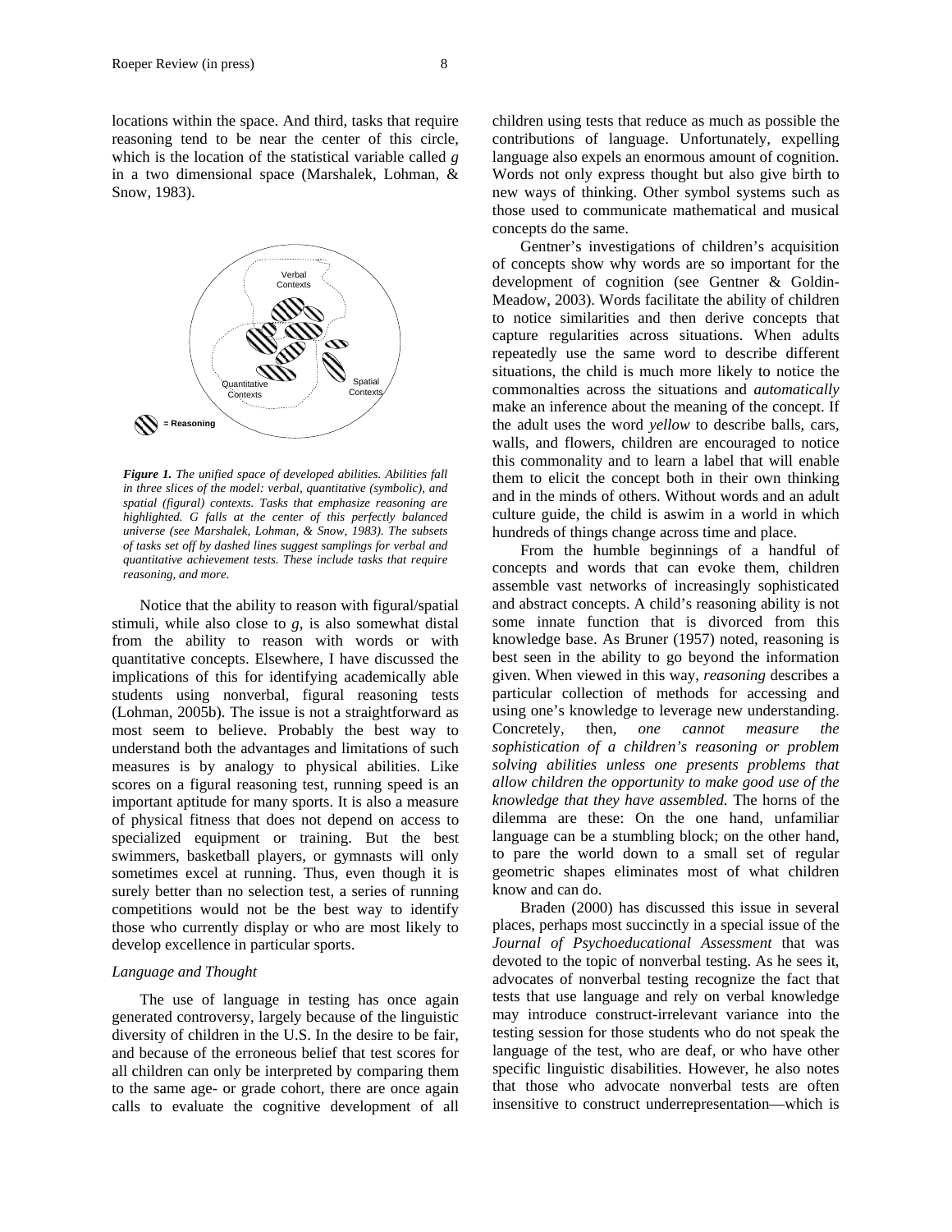locations within the space. And third, tasks that require reasoning tend to be near the center of this circle, which is the location of the statistical variable called *g* in a two dimensional space (Marshalek, Lohman, & Snow, 1983).

***Figure 1.*** *The unified space of developed abilities. Abilities fall in three slices of the model: verbal, quantitative (symbolic), and spatial (figural) contexts. Tasks that emphasize reasoning are highlighted. G falls at the center of this perfectly balanced universe (see Marshalek, Lohman, & Snow, 1983). The subsets of tasks set off by dashed lines suggest samplings for verbal and quantitative achievement tests. These include tasks that require reasoning, and more.*

Notice that the ability to reason with figural/spatial stimuli, while also close to *g*, is also somewhat distal from the ability to reason with words or with quantitative concepts. Elsewhere, I have discussed the implications of this for identifying academically able students using nonverbal, figural reasoning tests (Lohman, 2005b). The issue is not a straightforward as most seem to believe. Probably the best way to understand both the advantages and limitations of such measures is by analogy to physical abilities. Like scores on a figural reasoning test, running speed is an important aptitude for many sports. It is also a measure of physical fitness that does not depend on access to specialized equipment or training. But the best swimmers, basketball players, or gymnasts will only sometimes excel at running. Thus, even though it is surely better than no selection test, a series of running competitions would not be the best way to identify those who currently display or who are most likely to develop excellence in particular sports.

### *Language and Thought*

The use of language in testing has once again generated controversy, largely because of the linguistic diversity of children in the U.S. In the desire to be fair, and because of the erroneous belief that test scores for all children can only be interpreted by comparing them to the same age- or grade cohort, there are once again calls to evaluate the cognitive development of all children using tests that reduce as much as possible the contributions of language. Unfortunately, expelling language also expels an enormous amount of cognition. Words not only express thought but also give birth to new ways of thinking. Other symbol systems such as those used to communicate mathematical and musical concepts do the same.

Gentner's investigations of children's acquisition of concepts show why words are so important for the development of cognition (see Gentner & Goldin-Meadow, 2003). Words facilitate the ability of children to notice similarities and then derive concepts that capture regularities across situations. When adults repeatedly use the same word to describe different situations, the child is much more likely to notice the commonalties across the situations and *automatically* make an inference about the meaning of the concept. If the adult uses the word *yellow* to describe balls, cars, walls, and flowers, children are encouraged to notice this commonality and to learn a label that will enable them to elicit the concept both in their own thinking and in the minds of others. Without words and an adult culture guide, the child is aswim in a world in which hundreds of things change across time and place.

From the humble beginnings of a handful of concepts and words that can evoke them, children assemble vast networks of increasingly sophisticated and abstract concepts. A child's reasoning ability is not some innate function that is divorced from this knowledge base. As Bruner (1957) noted, reasoning is best seen in the ability to go beyond the information given. When viewed in this way, *reasoning* describes a particular collection of methods for accessing and using one's knowledge to leverage new understanding. Concretely, then, *one cannot measure the sophistication of a children's reasoning or problem solving abilities unless one presents problems that allow children the opportunity to make good use of the knowledge that they have assembled.* The horns of the dilemma are these: On the one hand, unfamiliar language can be a stumbling block; on the other hand, to pare the world down to a small set of regular geometric shapes eliminates most of what children know and can do.

Braden (2000) has discussed this issue in several places, perhaps most succinctly in a special issue of the *Journal of Psychoeducational Assessment* that was devoted to the topic of nonverbal testing. As he sees it, advocates of nonverbal testing recognize the fact that tests that use language and rely on verbal knowledge may introduce construct-irrelevant variance into the testing session for those students who do not speak the language of the test, who are deaf, or who have other specific linguistic disabilities. However, he also notes that those who advocate nonverbal tests are often insensitive to construct underrepresentation—which is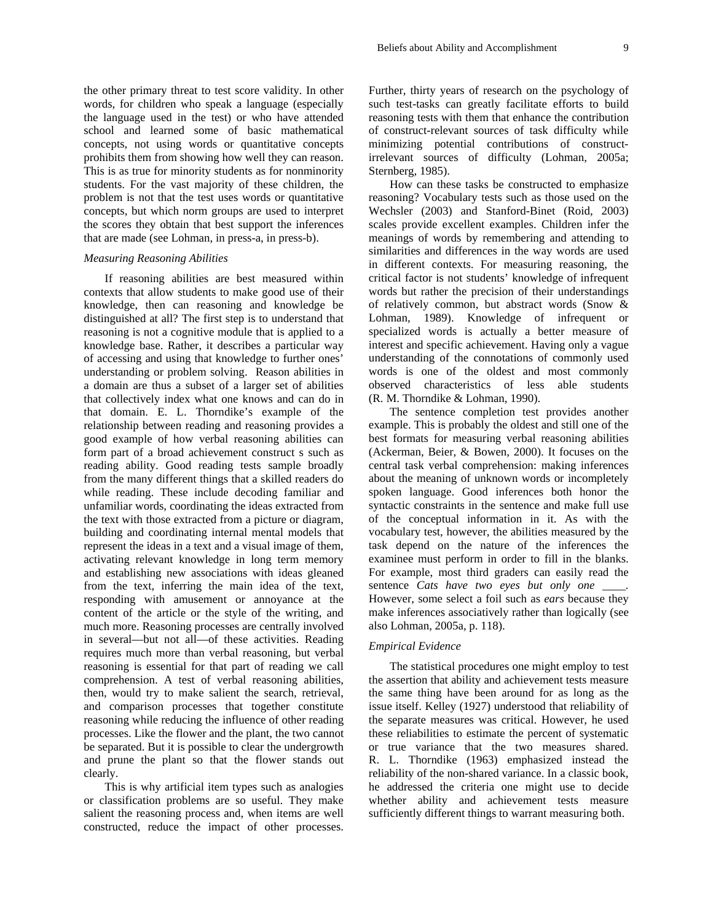the other primary threat to test score validity. In other words, for children who speak a language (especially the language used in the test) or who have attended school and learned some of basic mathematical concepts, not using words or quantitative concepts prohibits them from showing how well they can reason. This is as true for minority students as for nonminority students. For the vast majority of these children, the problem is not that the test uses words or quantitative concepts, but which norm groups are used to interpret the scores they obtain that best support the inferences that are made (see Lohman, in press-a, in press-b).

### *Measuring Reasoning Abilities*

If reasoning abilities are best measured within contexts that allow students to make good use of their knowledge, then can reasoning and knowledge be distinguished at all? The first step is to understand that reasoning is not a cognitive module that is applied to a knowledge base. Rather, it describes a particular way of accessing and using that knowledge to further ones' understanding or problem solving. Reason abilities in a domain are thus a subset of a larger set of abilities that collectively index what one knows and can do in that domain. E. L. Thorndike's example of the relationship between reading and reasoning provides a good example of how verbal reasoning abilities can form part of a broad achievement construct s such as reading ability. Good reading tests sample broadly from the many different things that a skilled readers do while reading. These include decoding familiar and unfamiliar words, coordinating the ideas extracted from the text with those extracted from a picture or diagram, building and coordinating internal mental models that represent the ideas in a text and a visual image of them, activating relevant knowledge in long term memory and establishing new associations with ideas gleaned from the text, inferring the main idea of the text, responding with amusement or annoyance at the content of the article or the style of the writing, and much more. Reasoning processes are centrally involved in several—but not all—of these activities. Reading requires much more than verbal reasoning, but verbal reasoning is essential for that part of reading we call comprehension. A test of verbal reasoning abilities, then, would try to make salient the search, retrieval, and comparison processes that together constitute reasoning while reducing the influence of other reading processes. Like the flower and the plant, the two cannot be separated. But it is possible to clear the undergrowth and prune the plant so that the flower stands out clearly.

This is why artificial item types such as analogies or classification problems are so useful. They make salient the reasoning process and, when items are well constructed, reduce the impact of other processes. Further, thirty years of research on the psychology of such test-tasks can greatly facilitate efforts to build reasoning tests with them that enhance the contribution of construct-relevant sources of task difficulty while minimizing potential contributions of construct-irrelevant sources of difficulty (Lohman, 2005a; Sternberg, 1985).

How can these tasks be constructed to emphasize reasoning? Vocabulary tests such as those used on the Wechsler (2003) and Stanford-Binet (Roid, 2003) scales provide excellent examples. Children infer the meanings of words by remembering and attending to similarities and differences in the way words are used in different contexts. For measuring reasoning, the critical factor is not students' knowledge of infrequent words but rather the precision of their understandings of relatively common, but abstract words (Snow & Lohman, 1989). Knowledge of infrequent or specialized words is actually a better measure of interest and specific achievement. Having only a vague understanding of the connotations of commonly used words is one of the oldest and most commonly observed characteristics of less able students (R. M. Thorndike & Lohman, 1990).

The sentence completion test provides another example. This is probably the oldest and still one of the best formats for measuring verbal reasoning abilities (Ackerman, Beier, & Bowen, 2000). It focuses on the central task verbal comprehension: making inferences about the meaning of unknown words or incompletely spoken language. Good inferences both honor the syntactic constraints in the sentence and make full use of the conceptual information in it. As with the vocabulary test, however, the abilities measured by the task depend on the nature of the inferences the examinee must perform in order to fill in the blanks. For example, most third graders can easily read the sentence *Cats have two eyes but only one* ____. However, some select a foil such as *ears* because they make inferences associatively rather than logically (see also Lohman, 2005a, p. 118).

### *Empirical Evidence*

The statistical procedures one might employ to test the assertion that ability and achievement tests measure the same thing have been around for as long as the issue itself. Kelley (1927) understood that reliability of the separate measures was critical. However, he used these reliabilities to estimate the percent of systematic or true variance that the two measures shared. R. L. Thorndike (1963) emphasized instead the reliability of the non-shared variance. In a classic book, he addressed the criteria one might use to decide whether ability and achievement tests measure sufficiently different things to warrant measuring both.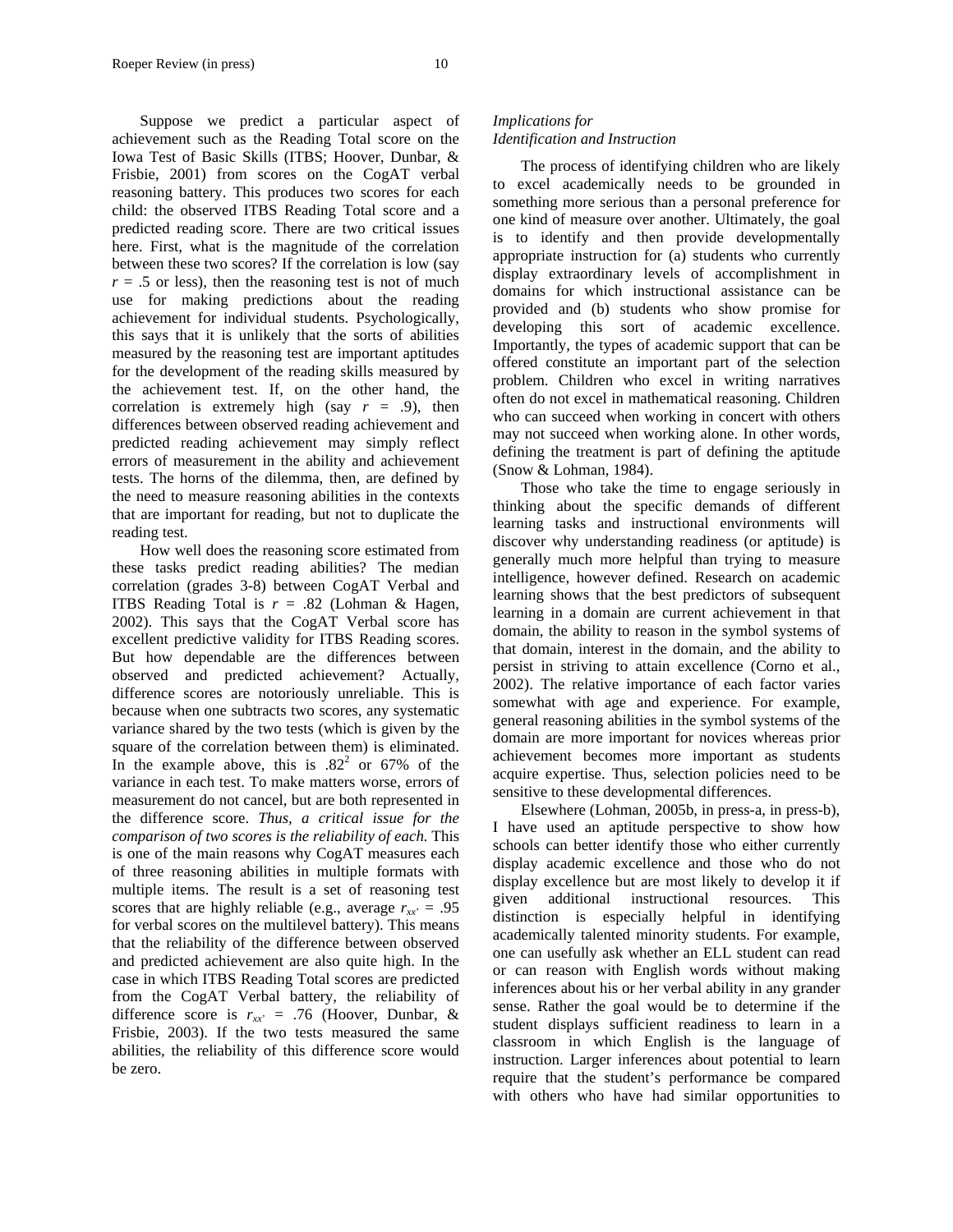Suppose we predict a particular aspect of achievement such as the Reading Total score on the Iowa Test of Basic Skills (ITBS; Hoover, Dunbar, & Frisbie, 2001) from scores on the CogAT verbal reasoning battery. This produces two scores for each child: the observed ITBS Reading Total score and a predicted reading score. There are two critical issues here. First, what is the magnitude of the correlation between these two scores? If the correlation is low (say $r$ = .5 or less), then the reasoning test is not of much use for making predictions about the reading achievement for individual students. Psychologically, this says that it is unlikely that the sorts of abilities measured by the reasoning test are important aptitudes for the development of the reading skills measured by the achievement test. If, on the other hand, the correlation is extremely high (say $r$ = .9), then differences between observed reading achievement and predicted reading achievement may simply reflect errors of measurement in the ability and achievement tests. The horns of the dilemma, then, are defined by the need to measure reasoning abilities in the contexts that are important for reading, but not to duplicate the reading test.

How well does the reasoning score estimated from these tasks predict reading abilities? The median correlation (grades 3-8) between CogAT Verbal and ITBS Reading Total is $r$ = .82 (Lohman & Hagen, 2002). This says that the CogAT Verbal score has excellent predictive validity for ITBS Reading scores. But how dependable are the differences between observed and predicted achievement? Actually, difference scores are notoriously unreliable. This is because when one subtracts two scores, any systematic variance shared by the two tests (which is given by the square of the correlation between them) is eliminated. In the example above, this is $.82^2$ or 67% of the variance in each test. To make matters worse, errors of measurement do not cancel, but are both represented in the difference score. *Thus, a critical issue for the comparison of two scores is the reliability of each.* This is one of the main reasons why CogAT measures each of three reasoning abilities in multiple formats with multiple items. The result is a set of reasoning test scores that are highly reliable (e.g., average $r_{xx'}$ = .95 for verbal scores on the multilevel battery). This means that the reliability of the difference between observed and predicted achievement are also quite high. In the case in which ITBS Reading Total scores are predicted from the CogAT Verbal battery, the reliability of difference score is $r_{xx'}$ = .76 (Hoover, Dunbar, & Frisbie, 2003). If the two tests measured the same abilities, the reliability of this difference score would be zero.

### *Implications for Identification and Instruction*

The process of identifying children who are likely to excel academically needs to be grounded in something more serious than a personal preference for one kind of measure over another. Ultimately, the goal is to identify and then provide developmentally appropriate instruction for (a) students who currently display extraordinary levels of accomplishment in domains for which instructional assistance can be provided and (b) students who show promise for developing this sort of academic excellence. Importantly, the types of academic support that can be offered constitute an important part of the selection problem. Children who excel in writing narratives often do not excel in mathematical reasoning. Children who can succeed when working in concert with others may not succeed when working alone. In other words, defining the treatment is part of defining the aptitude (Snow & Lohman, 1984).

Those who take the time to engage seriously in thinking about the specific demands of different learning tasks and instructional environments will discover why understanding readiness (or aptitude) is generally much more helpful than trying to measure intelligence, however defined. Research on academic learning shows that the best predictors of subsequent learning in a domain are current achievement in that domain, the ability to reason in the symbol systems of that domain, interest in the domain, and the ability to persist in striving to attain excellence (Corno et al., 2002). The relative importance of each factor varies somewhat with age and experience. For example, general reasoning abilities in the symbol systems of the domain are more important for novices whereas prior achievement becomes more important as students acquire expertise. Thus, selection policies need to be sensitive to these developmental differences.

Elsewhere (Lohman, 2005b, in press-a, in press-b), I have used an aptitude perspective to show how schools can better identify those who either currently display academic excellence and those who do not display excellence but are most likely to develop it if given additional instructional resources. This distinction is especially helpful in identifying academically talented minority students. For example, one can usefully ask whether an ELL student can read or can reason with English words without making inferences about his or her verbal ability in any grander sense. Rather the goal would be to determine if the student displays sufficient readiness to learn in a classroom in which English is the language of instruction. Larger inferences about potential to learn require that the student's performance be compared with others who have had similar opportunities to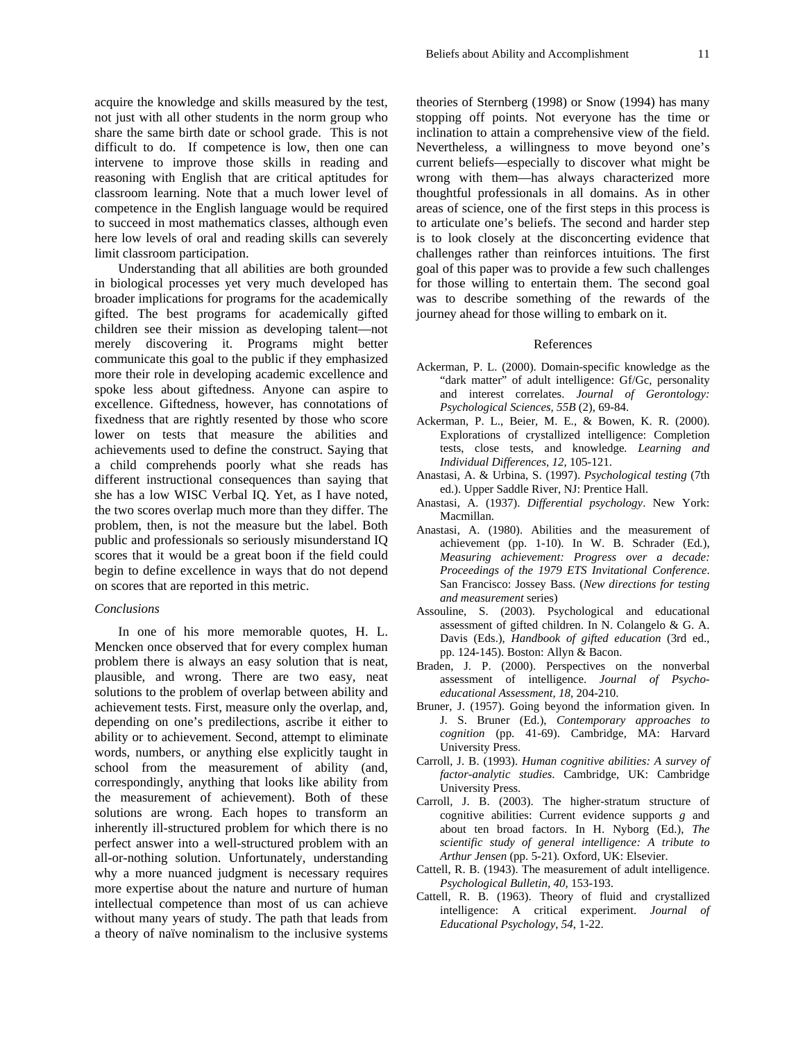acquire the knowledge and skills measured by the test, not just with all other students in the norm group who share the same birth date or school grade. This is not difficult to do. If competence is low, then one can intervene to improve those skills in reading and reasoning with English that are critical aptitudes for classroom learning. Note that a much lower level of competence in the English language would be required to succeed in most mathematics classes, although even here low levels of oral and reading skills can severely limit classroom participation.

Understanding that all abilities are both grounded in biological processes yet very much developed has broader implications for programs for the academically gifted. The best programs for academically gifted children see their mission as developing talent—not merely discovering it. Programs might better communicate this goal to the public if they emphasized more their role in developing academic excellence and spoke less about giftedness. Anyone can aspire to excellence. Giftedness, however, has connotations of fixedness that are rightly resented by those who score lower on tests that measure the abilities and achievements used to define the construct. Saying that a child comprehends poorly what she reads has different instructional consequences than saying that she has a low WISC Verbal IQ. Yet, as I have noted, the two scores overlap much more than they differ. The problem, then, is not the measure but the label. Both public and professionals so seriously misunderstand IQ scores that it would be a great boon if the field could begin to define excellence in ways that do not depend on scores that are reported in this metric.

### *Conclusions*

In one of his more memorable quotes, H. L. Mencken once observed that for every complex human problem there is always an easy solution that is neat, plausible, and wrong. There are two easy, neat solutions to the problem of overlap between ability and achievement tests. First, measure only the overlap, and, depending on one's predilections, ascribe it either to ability or to achievement. Second, attempt to eliminate words, numbers, or anything else explicitly taught in school from the measurement of ability (and, correspondingly, anything that looks like ability from the measurement of achievement). Both of these solutions are wrong. Each hopes to transform an inherently ill-structured problem for which there is no perfect answer into a well-structured problem with an all-or-nothing solution. Unfortunately, understanding why a more nuanced judgment is necessary requires more expertise about the nature and nurture of human intellectual competence than most of us can achieve without many years of study. The path that leads from a theory of naïve nominalism to the inclusive systems theories of Sternberg (1998) or Snow (1994) has many stopping off points. Not everyone has the time or inclination to attain a comprehensive view of the field. Nevertheless, a willingness to move beyond one's current beliefs—especially to discover what might be wrong with them—has always characterized more thoughtful professionals in all domains. As in other areas of science, one of the first steps in this process is to articulate one's beliefs. The second and harder step is to look closely at the disconcerting evidence that challenges rather than reinforces intuitions. The first goal of this paper was to provide a few such challenges for those willing to entertain them. The second goal was to describe something of the rewards of the journey ahead for those willing to embark on it.

## References

Ackerman, P. L. (2000). Domain-specific knowledge as the "dark matter" of adult intelligence: Gf/Gc, personality and interest correlates. *Journal of Gerontology: Psychological Sciences, 55B* (2), 69-84.

Ackerman, P. L., Beier, M. E., & Bowen, K. R. (2000). Explorations of crystallized intelligence: Completion tests, close tests, and knowledge. *Learning and Individual Differences, 12,* 105-121.

Anastasi, A. & Urbina, S. (1997). *Psychological testing* (7th ed.). Upper Saddle River, NJ: Prentice Hall.

Anastasi, A. (1937). *Differential psychology*. New York: Macmillan.

Anastasi, A. (1980). Abilities and the measurement of achievement (pp. 1-10). In W. B. Schrader (Ed.), *Measuring achievement: Progress over a decade: Proceedings of the 1979 ETS Invitational Conference*. San Francisco: Jossey Bass. (*New directions for testing and measurement* series)

Assouline, S. (2003). Psychological and educational assessment of gifted children. In N. Colangelo & G. A. Davis (Eds.), *Handbook of gifted education* (3rd ed., pp. 124-145). Boston: Allyn & Bacon.

Braden, J. P. (2000). Perspectives on the nonverbal assessment of intelligence. *Journal of Psycho-educational Assessment, 18,* 204-210.

Bruner, J. (1957). Going beyond the information given. In J. S. Bruner (Ed.), *Contemporary approaches to cognition* (pp. 41-69). Cambridge, MA: Harvard University Press.

Carroll, J. B. (1993). *Human cognitive abilities: A survey of factor-analytic studies.* Cambridge, UK: Cambridge University Press.

Carroll, J. B. (2003). The higher-stratum structure of cognitive abilities: Current evidence supports *g* and about ten broad factors. In H. Nyborg (Ed.), *The scientific study of general intelligence: A tribute to Arthur Jensen* (pp. 5-21)*.* Oxford, UK: Elsevier.

Cattell, R. B. (1943). The measurement of adult intelligence. *Psychological Bulletin, 40,* 153-193.

Cattell, R. B. (1963). Theory of fluid and crystallized intelligence: A critical experiment. *Journal of Educational Psychology, 54*, 1-22.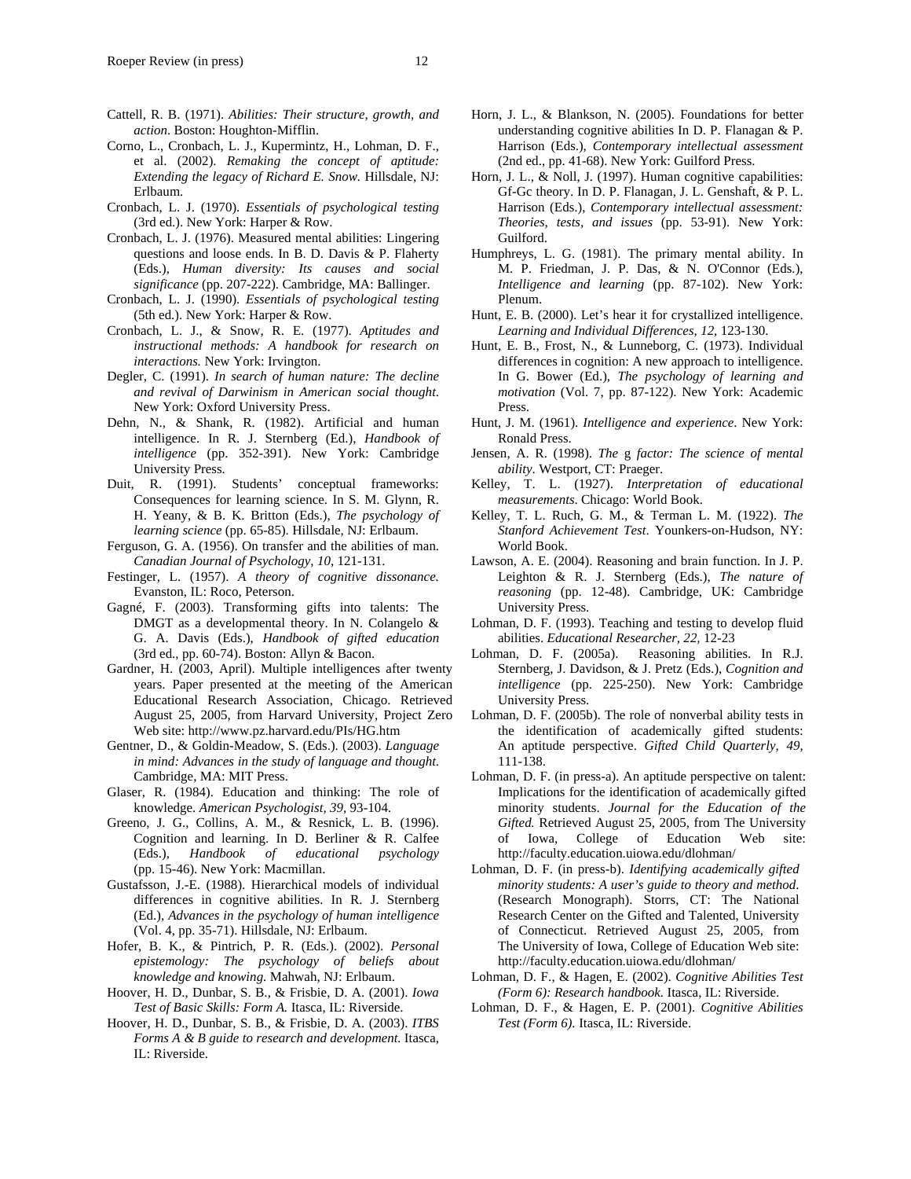Cattell, R. B. (1971). *Abilities: Their structure, growth, and action*. Boston: Houghton-Mifflin.

Corno, L., Cronbach, L. J., Kupermintz, H., Lohman, D. F., et al. (2002). *Remaking the concept of aptitude: Extending the legacy of Richard E. Snow.* Hillsdale, NJ: Erlbaum.

Cronbach, L. J. (1970). *Essentials of psychological testing* (3rd ed.). New York: Harper & Row.

Cronbach, L. J. (1976). Measured mental abilities: Lingering questions and loose ends. In B. D. Davis & P. Flaherty (Eds.), *Human diversity: Its causes and social significance* (pp. 207-222). Cambridge, MA: Ballinger.

Cronbach, L. J. (1990). *Essentials of psychological testing* (5th ed.). New York: Harper & Row.

Cronbach, L. J., & Snow, R. E. (1977). *Aptitudes and instructional methods: A handbook for research on interactions.* New York: Irvington.

Degler, C. (1991). *In search of human nature: The decline and revival of Darwinism in American social thought.* New York: Oxford University Press.

Dehn, N., & Shank, R. (1982). Artificial and human intelligence. In R. J. Sternberg (Ed.), *Handbook of intelligence* (pp. 352-391). New York: Cambridge University Press.

Duit, R. (1991). Students' conceptual frameworks: Consequences for learning science. In S. M. Glynn, R. H. Yeany, & B. K. Britton (Eds.), *The psychology of learning science* (pp. 65-85). Hillsdale, NJ: Erlbaum.

Ferguson, G. A. (1956). On transfer and the abilities of man. *Canadian Journal of Psychology, 10*, 121-131.

Festinger, L. (1957). *A theory of cognitive dissonance.* Evanston, IL: Roco, Peterson.

Gagné, F. (2003). Transforming gifts into talents: The DMGT as a developmental theory. In N. Colangelo & G. A. Davis (Eds.), *Handbook of gifted education* (3rd ed., pp. 60-74). Boston: Allyn & Bacon.

Gardner, H. (2003, April). Multiple intelligences after twenty years. Paper presented at the meeting of the American Educational Research Association, Chicago. Retrieved August 25, 2005, from Harvard University, Project Zero Web site: http://www.pz.harvard.edu/PIs/HG.htm

Gentner, D., & Goldin-Meadow, S. (Eds.). (2003). *Language in mind: Advances in the study of language and thought.* Cambridge, MA: MIT Press.

Glaser, R. (1984). Education and thinking: The role of knowledge. *American Psychologist, 39*, 93-104.

Greeno, J. G., Collins, A. M., & Resnick, L. B. (1996). Cognition and learning. In D. Berliner & R. Calfee (Eds.), *Handbook of educational psychology* (pp. 15-46). New York: Macmillan.

Gustafsson, J.-E. (1988). Hierarchical models of individual differences in cognitive abilities. In R. J. Sternberg (Ed.), *Advances in the psychology of human intelligence* (Vol. 4, pp. 35-71). Hillsdale, NJ: Erlbaum.

Hofer, B. K., & Pintrich, P. R. (Eds.). (2002). *Personal epistemology: The psychology of beliefs about knowledge and knowing.* Mahwah, NJ: Erlbaum.

Hoover, H. D., Dunbar, S. B., & Frisbie, D. A. (2001). *Iowa Test of Basic Skills: Form A.* Itasca, IL: Riverside.

Hoover, H. D., Dunbar, S. B., & Frisbie, D. A. (2003). *ITBS Forms A & B guide to research and development.* Itasca, IL: Riverside.

Horn, J. L., & Blankson, N. (2005). Foundations for better understanding cognitive abilities In D. P. Flanagan & P. Harrison (Eds.), *Contemporary intellectual assessment* (2nd ed., pp. 41-68). New York: Guilford Press.

Horn, J. L., & Noll, J. (1997). Human cognitive capabilities: Gf-Gc theory. In D. P. Flanagan, J. L. Genshaft, & P. L. Harrison (Eds.), *Contemporary intellectual assessment: Theories, tests, and issues* (pp. 53-91). New York: Guilford.

Humphreys, L. G. (1981). The primary mental ability. In M. P. Friedman, J. P. Das, & N. O'Connor (Eds.), *Intelligence and learning* (pp. 87-102). New York: Plenum.

Hunt, E. B. (2000). Let's hear it for crystallized intelligence. *Learning and Individual Differences, 12*, 123-130.

Hunt, E. B., Frost, N., & Lunneborg, C. (1973). Individual differences in cognition: A new approach to intelligence. In G. Bower (Ed.), *The psychology of learning and motivation* (Vol. 7, pp. 87-122). New York: Academic Press.

Hunt, J. M. (1961). *Intelligence and experience*. New York: Ronald Press.

Jensen, A. R. (1998). *The* g *factor: The science of mental ability.* Westport, CT: Praeger.

Kelley, T. L. (1927). *Interpretation of educational measurements*. Chicago: World Book.

Kelley, T. L. Ruch, G. M., & Terman L. M. (1922). *The Stanford Achievement Test*. Younkers-on-Hudson, NY: World Book.

Lawson, A. E. (2004). Reasoning and brain function. In J. P. Leighton & R. J. Sternberg (Eds.), *The nature of reasoning* (pp. 12-48). Cambridge, UK: Cambridge University Press.

Lohman, D. F. (1993). Teaching and testing to develop fluid abilities. *Educational Researcher, 22*, 12-23

Lohman, D. F. (2005a). Reasoning abilities. In R.J. Sternberg, J. Davidson, & J. Pretz (Eds.), *Cognition and intelligence* (pp. 225-250). New York: Cambridge University Press.

Lohman, D. F. (2005b). The role of nonverbal ability tests in the identification of academically gifted students: An aptitude perspective. *Gifted Child Quarterly, 49*, 111-138.

Lohman, D. F. (in press-a). An aptitude perspective on talent: Implications for the identification of academically gifted minority students. *Journal for the Education of the Gifted.* Retrieved August 25, 2005, from The University of Iowa, College of Education Web site: http://faculty.education.uiowa.edu/dlohman/

Lohman, D. F. (in press-b). *Identifying academically gifted minority students: A user's guide to theory and method.* (Research Monograph). Storrs, CT: The National Research Center on the Gifted and Talented, University of Connecticut. Retrieved August 25, 2005, from The University of Iowa, College of Education Web site: http://faculty.education.uiowa.edu/dlohman/

Lohman, D. F., & Hagen, E. (2002). *Cognitive Abilities Test (Form 6): Research handbook.* Itasca, IL: Riverside.

Lohman, D. F., & Hagen, E. P. (2001). *Cognitive Abilities Test (Form 6).* Itasca, IL: Riverside.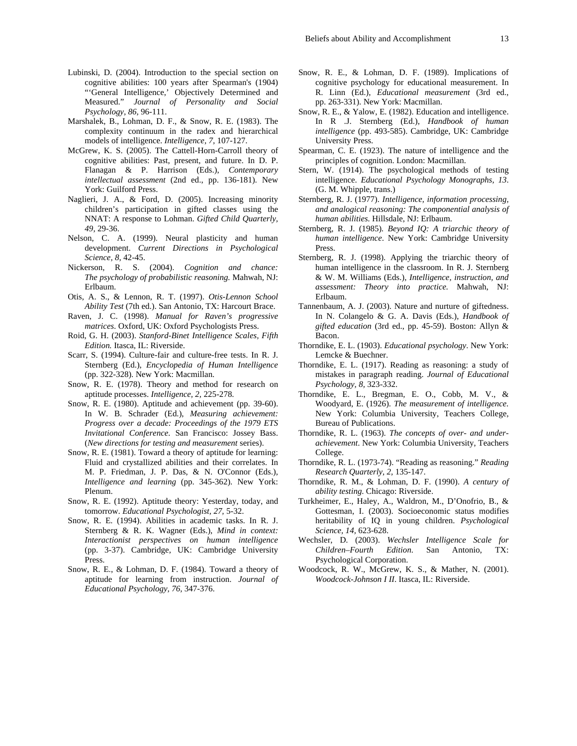Lubinski, D. (2004). Introduction to the special section on cognitive abilities: 100 years after Spearman's (1904) "'General Intelligence,' Objectively Determined and Measured." *Journal of Personality and Social Psychology, 86,* 96-111.

Marshalek, B., Lohman, D. F., & Snow, R. E. (1983). The complexity continuum in the radex and hierarchical models of intelligence. *Intelligence, 7,* 107-127.

McGrew, K. S. (2005). The Cattell-Horn-Carroll theory of cognitive abilities: Past, present, and future. In D. P. Flanagan & P. Harrison (Eds.), *Contemporary intellectual assessment* (2nd ed., pp. 136-181). New York: Guilford Press.

Naglieri, J. A., & Ford, D. (2005). Increasing minority children's participation in gifted classes using the NNAT: A response to Lohman. *Gifted Child Quarterly, 49,* 29-36.

Nelson, C. A. (1999). Neural plasticity and human development. *Current Directions in Psychological Science, 8,* 42-45.

Nickerson, R. S. (2004). *Cognition and chance: The psychology of probabilistic reasoning.* Mahwah, NJ: Erlbaum.

Otis, A. S., & Lennon, R. T. (1997). *Otis-Lennon School Ability Test* (7th ed.). San Antonio, TX: Harcourt Brace.

Raven, J. C. (1998). *Manual for Raven's progressive matrices*. Oxford, UK: Oxford Psychologists Press.

Roid, G. H. (2003). *Stanford-Binet Intelligence Scales, Fifth Edition.* Itasca, IL: Riverside.

Scarr, S. (1994). Culture-fair and culture-free tests. In R. J. Sternberg (Ed.), *Encyclopedia of Human Intelligence* (pp. 322-328). New York: Macmillan.

Snow, R. E. (1978). Theory and method for research on aptitude processes. *Intelligence, 2,* 225-278.

Snow, R. E. (1980). Aptitude and achievement (pp. 39-60). In W. B. Schrader (Ed.), *Measuring achievement: Progress over a decade: Proceedings of the 1979 ETS Invitational Conference.* San Francisco: Jossey Bass. (*New directions for testing and measurement* series).

Snow, R. E. (1981). Toward a theory of aptitude for learning: Fluid and crystallized abilities and their correlates. In M. P. Friedman, J. P. Das, & N. O'Connor (Eds.), *Intelligence and learning* (pp. 345-362). New York: Plenum.

Snow, R. E. (1992). Aptitude theory: Yesterday, today, and tomorrow. *Educational Psychologist, 27,* 5-32.

Snow, R. E. (1994). Abilities in academic tasks. In R. J. Sternberg & R. K. Wagner (Eds.), *Mind in context: Interactionist perspectives on human intelligence* (pp. 3-37). Cambridge, UK: Cambridge University Press.

Snow, R. E., & Lohman, D. F. (1984). Toward a theory of aptitude for learning from instruction. *Journal of Educational Psychology, 76,* 347-376.

Snow, R. E., & Lohman, D. F. (1989). Implications of cognitive psychology for educational measurement. In R. Linn (Ed.), *Educational measurement* (3rd ed., pp. 263-331). New York: Macmillan.

Snow, R. E., & Yalow, E. (1982). Education and intelligence. In R .J. Sternberg (Ed.), *Handbook of human intelligence* (pp. 493-585). Cambridge, UK: Cambridge University Press.

Spearman, C. E. (1923). The nature of intelligence and the principles of cognition. London: Macmillan.

Stern, W. (1914). The psychological methods of testing intelligence. *Educational Psychology Monographs, 13*. (G. M. Whipple, trans.)

Sternberg, R. J. (1977). *Intelligence, information processing, and analogical reasoning: The componential analysis of human abilities.* Hillsdale, NJ: Erlbaum.

Sternberg, R. J. (1985). *Beyond IQ: A triarchic theory of human intelligence*. New York: Cambridge University Press.

Sternberg, R. J. (1998). Applying the triarchic theory of human intelligence in the classroom. In R. J. Sternberg & W. M. Williams (Eds.), *Intelligence, instruction, and assessment: Theory into practice.* Mahwah, NJ: Erlbaum.

Tannenbaum, A. J. (2003). Nature and nurture of giftedness. In N. Colangelo & G. A. Davis (Eds.), *Handbook of gifted education* (3rd ed., pp. 45-59). Boston: Allyn & Bacon.

Thorndike, E. L. (1903). *Educational psychology*. New York: Lemcke & Buechner.

Thorndike, E. L. (1917). Reading as reasoning: a study of mistakes in paragraph reading. *Journal of Educational Psychology, 8,* 323-332.

Thorndike, E. L., Bregman, E. O., Cobb, M. V., & Woodyard, E. (1926). *The measurement of intelligence.* New York: Columbia University, Teachers College, Bureau of Publications.

Thorndike, R. L. (1963). *The concepts of over- and under-achievement*. New York: Columbia University, Teachers College.

Thorndike, R. L. (1973-74). "Reading as reasoning." *Reading Research Quarterly, 2,* 135-147.

Thorndike, R. M., & Lohman, D. F. (1990). *A century of ability testing.* Chicago: Riverside.

Turkheimer, E., Haley, A., Waldron, M., D'Onofrio, B., & Gottesman, I. (2003). Socioeconomic status modifies heritability of IQ in young children. *Psychological Science, 14,* 623-628.

Wechsler, D. (2003). *Wechsler Intelligence Scale for Children–Fourth Edition.* San Antonio, TX: Psychological Corporation.

Woodcock, R. W., McGrew, K. S., & Mather, N. (2001). *Woodcock-Johnson I II*. Itasca, IL: Riverside.